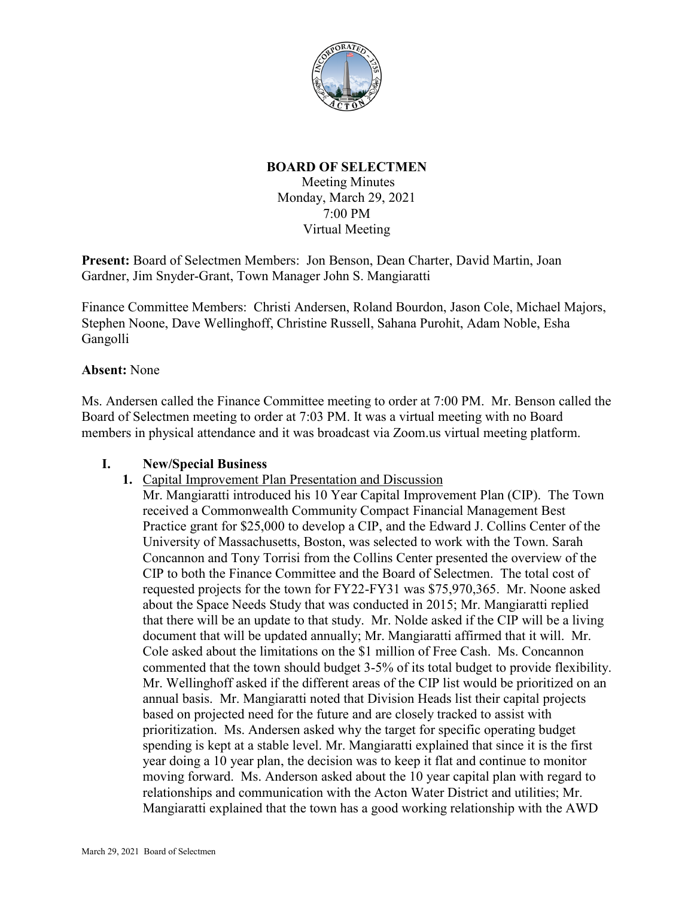**BOARD OF SELECTMEN**

Meeting Minutes
Monday, March 29, 2021
7:00 PM
Virtual Meeting

**Present:** Board of Selectmen Members: Jon Benson, Dean Charter, David Martin, Joan Gardner, Jim Snyder-Grant, Town Manager John S. Mangiaratti

Finance Committee Members: Christi Andersen, Roland Bourdon, Jason Cole, Michael Majors, Stephen Noone, Dave Wellinghoff, Christine Russell, Sahana Purohit, Adam Noble, Esha Gangolli

**Absent:** None

Ms. Andersen called the Finance Committee meeting to order at 7:00 PM. Mr. Benson called the Board of Selectmen meeting to order at 7:03 PM. It was a virtual meeting with no Board members in physical attendance and it was broadcast via Zoom.us virtual meeting platform.

**I. New/Special Business**

1. Capital Improvement Plan Presentation and Discussion

   Mr. Mangiaratti introduced his 10 Year Capital Improvement Plan (CIP). The Town received a Commonwealth Community Compact Financial Management Best Practice grant for $25,000 to develop a CIP, and the Edward J. Collins Center of the University of Massachusetts, Boston, was selected to work with the Town. Sarah Concannon and Tony Torrisi from the Collins Center presented the overview of the CIP to both the Finance Committee and the Board of Selectmen. The total cost of requested projects for the town for FY22-FY31 was $75,970,365. Mr. Noone asked about the Space Needs Study that was conducted in 2015; Mr. Mangiaratti replied that there will be an update to that study. Mr. Nolde asked if the CIP will be a living document that will be updated annually; Mr. Mangiaratti affirmed that it will. Mr. Cole asked about the limitations on the $1 million of Free Cash. Ms. Concannon commented that the town should budget 3-5% of its total budget to provide flexibility. Mr. Wellinghoff asked if the different areas of the CIP list would be prioritized on an annual basis. Mr. Mangiaratti noted that Division Heads list their capital projects based on projected need for the future and are closely tracked to assist with prioritization. Ms. Andersen asked why the target for specific operating budget spending is kept at a stable level. Mr. Mangiaratti explained that since it is the first year doing a 10 year plan, the decision was to keep it flat and continue to monitor moving forward. Ms. Anderson asked about the 10 year capital plan with regard to relationships and communication with the Acton Water District and utilities; Mr. Mangiaratti explained that the town has a good working relationship with the AWD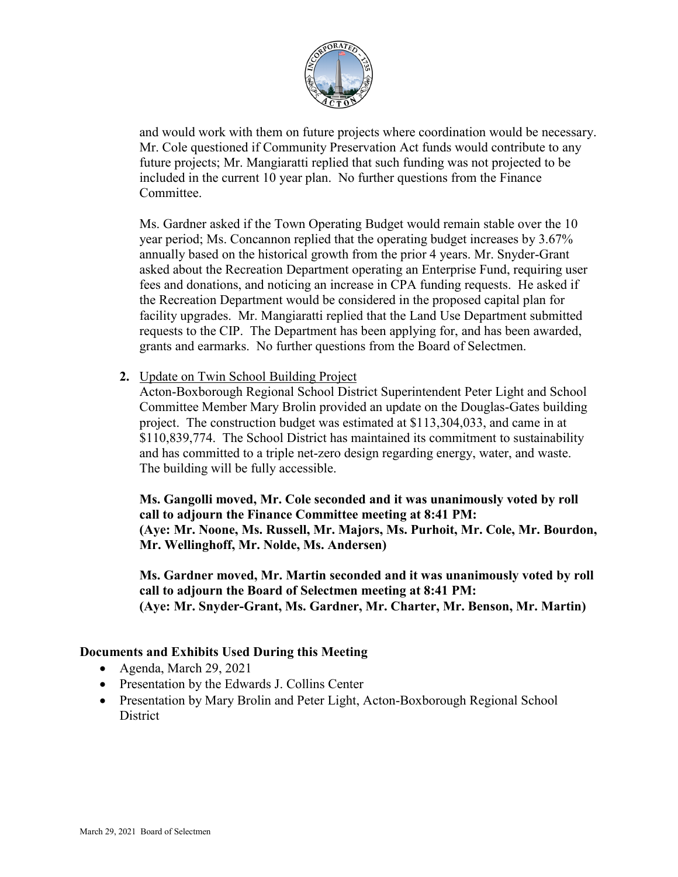and would work with them on future projects where coordination would be necessary. Mr. Cole questioned if Community Preservation Act funds would contribute to any future projects; Mr. Mangiaratti replied that such funding was not projected to be included in the current 10 year plan. No further questions from the Finance Committee.

Ms. Gardner asked if the Town Operating Budget would remain stable over the 10 year period; Ms. Concannon replied that the operating budget increases by 3.67% annually based on the historical growth from the prior 4 years. Mr. Snyder-Grant asked about the Recreation Department operating an Enterprise Fund, requiring user fees and donations, and noticing an increase in CPA funding requests. He asked if the Recreation Department would be considered in the proposed capital plan for facility upgrades. Mr. Mangiaratti replied that the Land Use Department submitted requests to the CIP. The Department has been applying for, and has been awarded, grants and earmarks. No further questions from the Board of Selectmen.

2. Update on Twin School Building Project

Acton-Boxborough Regional School District Superintendent Peter Light and School Committee Member Mary Brolin provided an update on the Douglas-Gates building project. The construction budget was estimated at $113,304,033, and came in at $110,839,774. The School District has maintained its commitment to sustainability and has committed to a triple net-zero design regarding energy, water, and waste. The building will be fully accessible.

**Ms. Gangolli moved, Mr. Cole seconded and it was unanimously voted by roll call to adjourn the Finance Committee meeting at 8:41 PM: (Aye: Mr. Noone, Ms. Russell, Mr. Majors, Ms. Purhoit, Mr. Cole, Mr. Bourdon, Mr. Wellinghoff, Mr. Nolde, Ms. Andersen)**

**Ms. Gardner moved, Mr. Martin seconded and it was unanimously voted by roll call to adjourn the Board of Selectmen meeting at 8:41 PM: (Aye: Mr. Snyder-Grant, Ms. Gardner, Mr. Charter, Mr. Benson, Mr. Martin)**

**Documents and Exhibits Used During this Meeting**

- Agenda, March 29, 2021
- Presentation by the Edwards J. Collins Center
- Presentation by Mary Brolin and Peter Light, Acton-Boxborough Regional School District